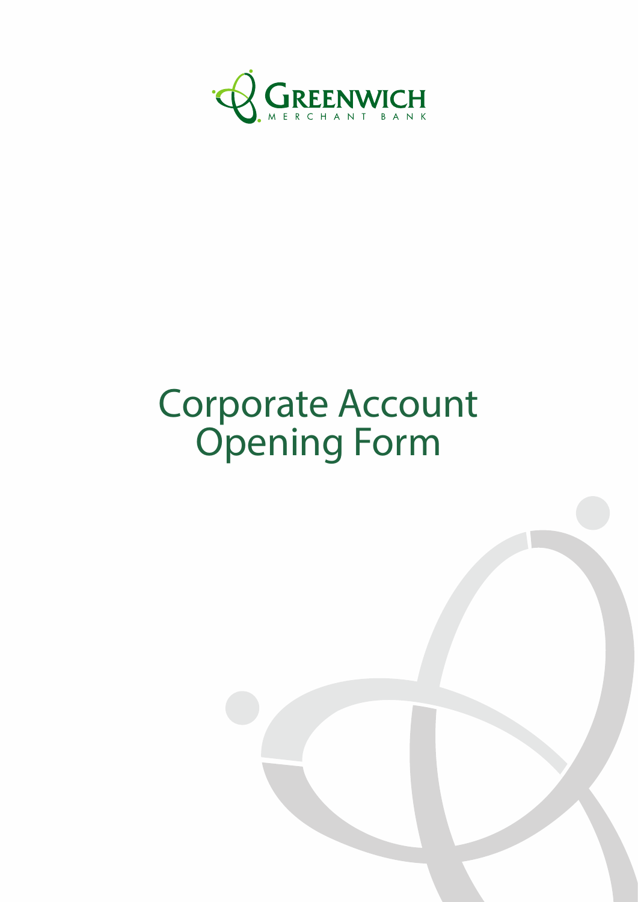GREENWICH

MERCHANT BANK

# Corporate Account Opening Form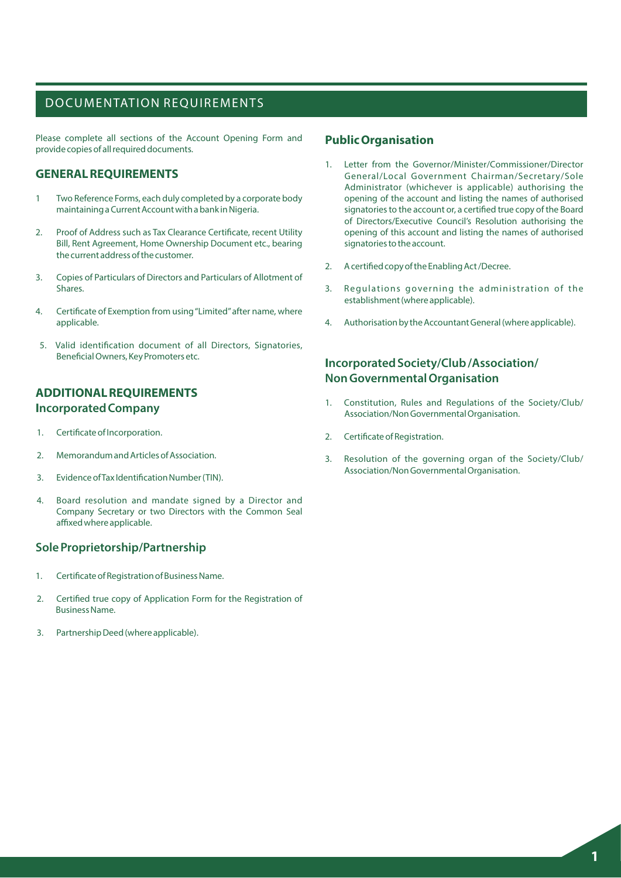## DOCUMENTATION REQUIREMENTS

Please complete all sections of the Account Opening Form and provide copies of all required documents.

### GENERAL REQUIREMENTS

1. Two Reference Forms, each duly completed by a corporate body maintaining a Current Account with a bank in Nigeria.
2. Proof of Address such as Tax Clearance Certificate, recent Utility Bill, Rent Agreement, Home Ownership Document etc., bearing the current address of the customer.
3. Copies of Particulars of Directors and Particulars of Allotment of Shares.
4. Certificate of Exemption from using "Limited" after name, where applicable.
5. Valid identification document of all Directors, Signatories, Beneficial Owners, Key Promoters etc.

### ADDITIONAL REQUIREMENTS

### Incorporated Company

1. Certificate of Incorporation.
2. Memorandum and Articles of Association.
3. Evidence of Tax Identification Number (TIN).
4. Board resolution and mandate signed by a Director and Company Secretary or two Directors with the Common Seal affixed where applicable.

### Sole Proprietorship/Partnership

1. Certificate of Registration of Business Name.
2. Certified true copy of Application Form for the Registration of Business Name.
3. Partnership Deed (where applicable).

### Public Organisation

1. Letter from the Governor/Minister/Commissioner/Director General/Local Government Chairman/Secretary/Sole Administrator (whichever is applicable) authorising the opening of the account and listing the names of authorised signatories to the account or, a certified true copy of the Board of Directors/Executive Council's Resolution authorising the opening of this account and listing the names of authorised signatories to the account.
2. A certified copy of the Enabling Act /Decree.
3. Regulations governing the administration of the establishment (where applicable).
4. Authorisation by the Accountant General (where applicable).

### Incorporated Society/Club /Association/ Non Governmental Organisation

1. Constitution, Rules and Regulations of the Society/Club/ Association/Non Governmental Organisation.
2. Certificate of Registration.
3. Resolution of the governing organ of the Society/Club/ Association/Non Governmental Organisation.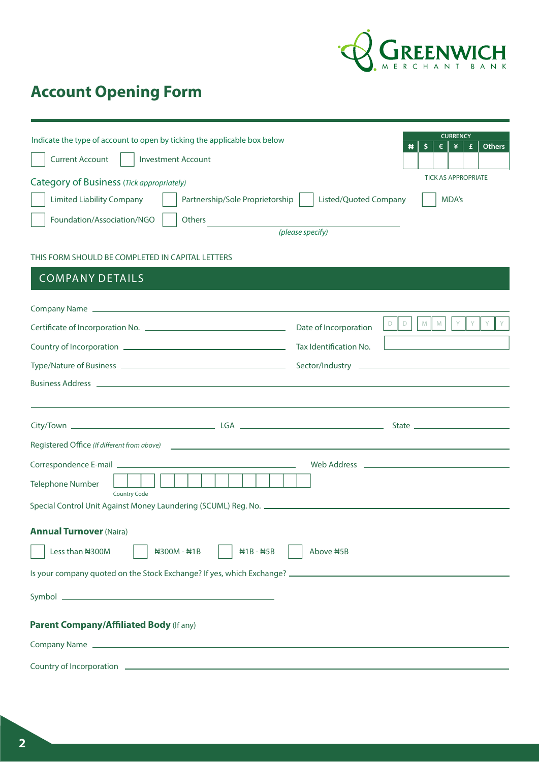GREENWICH MERCHANT BANK

# Account Opening Form

Indicate the type of account to open by ticking the applicable box below

☐ Current Account ☐ Investment Account

| CURRENCY | | | | | |
|---|---|---|---|---|---|
| ₦ | $ | € | ¥ | £ | Others |
| | | | | | |

TICK AS APPROPRIATE

Category of Business (*Tick appropriately*)

☐ Limited Liability Company ☐ Partnership/Sole Proprietorship ☐ Listed/Quoted Company ☐ MDA's

☐ Foundation/Association/NGO ☐ Others ____________________ *(please specify)*

THIS FORM SHOULD BE COMPLETED IN CAPITAL LETTERS

## COMPANY DETAILS

Company Name ____________________

Certificate of Incorporation No. ____________________ Date of Incorporation D D M M Y Y Y Y

Country of Incorporation ____________________ Tax Identification No. ____________________

Type/Nature of Business ____________________ Sector/Industry ____________________

Business Address ____________________

City/Town ____________________ LGA ____________________ State ____________________

Registered Office *(If different from above)* ____________________

Correspondence E-mail ____________________ Web Address ____________________

Telephone Number ☐☐☐ ☐☐☐☐☐☐☐☐☐☐☐
Country Code

Special Control Unit Against Money Laundering (SCUML) Reg. No. ____________________

**Annual Turnover** (Naira)

☐ Less than ₦300M ☐ ₦300M - ₦1B ☐ ₦1B - ₦5B ☐ Above ₦5B

Is your company quoted on the Stock Exchange? If yes, which Exchange? ____________________

Symbol ____________________

**Parent Company/Affiliated Body** (If any)

Company Name ____________________

Country of Incorporation ____________________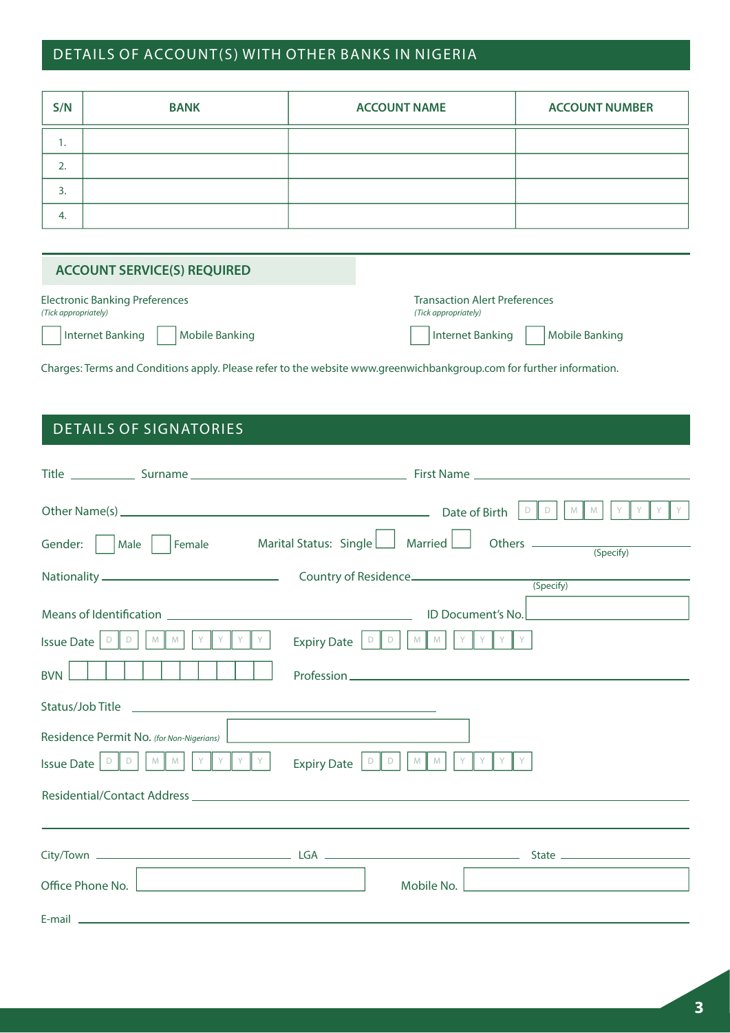## DETAILS OF ACCOUNT(S) WITH OTHER BANKS IN NIGERIA

| S/N | BANK | ACCOUNT NAME | ACCOUNT NUMBER |
|---|---|---|---|
| 1. | | | |
| 2. | | | |
| 3. | | | |
| 4. | | | |

### ACCOUNT SERVICE(S) REQUIRED

Electronic Banking Preferences
*(Tick appropriately)*

☐ Internet Banking ☐ Mobile Banking

Transaction Alert Preferences
*(Tick appropriately)*

☐ Internet Banking ☐ Mobile Banking

Charges: Terms and Conditions apply. Please refer to the website www.greenwichbankgroup.com for further information.

## DETAILS OF SIGNATORIES

Title __________ Surname ______________________________ First Name ______________________________

Other Name(s) ______________________________ Date of Birth D D M M Y Y Y Y

Gender: ☐ Male ☐ Female Marital Status: Single ☐ Married ☐ Others __________ (Specify)

Nationality ______________________________ Country of Residence ______________________________ (Specify)

Means of Identification ______________________________ ID Document's No. __________

Issue Date D D M M Y Y Y Y Expiry Date D D M M Y Y Y Y

BVN ☐☐☐☐☐☐☐☐☐☐☐ Profession ______________________________

Status/Job Title ______________________________

Residence Permit No. *(for Non-Nigerians)* __________

Issue Date D D M M Y Y Y Y Expiry Date D D M M Y Y Y Y

Residential/Contact Address ______________________________

______________________________

City/Town ______________________________ LGA ______________________________ State ______________________________

Office Phone No. __________ Mobile No. __________

E-mail ______________________________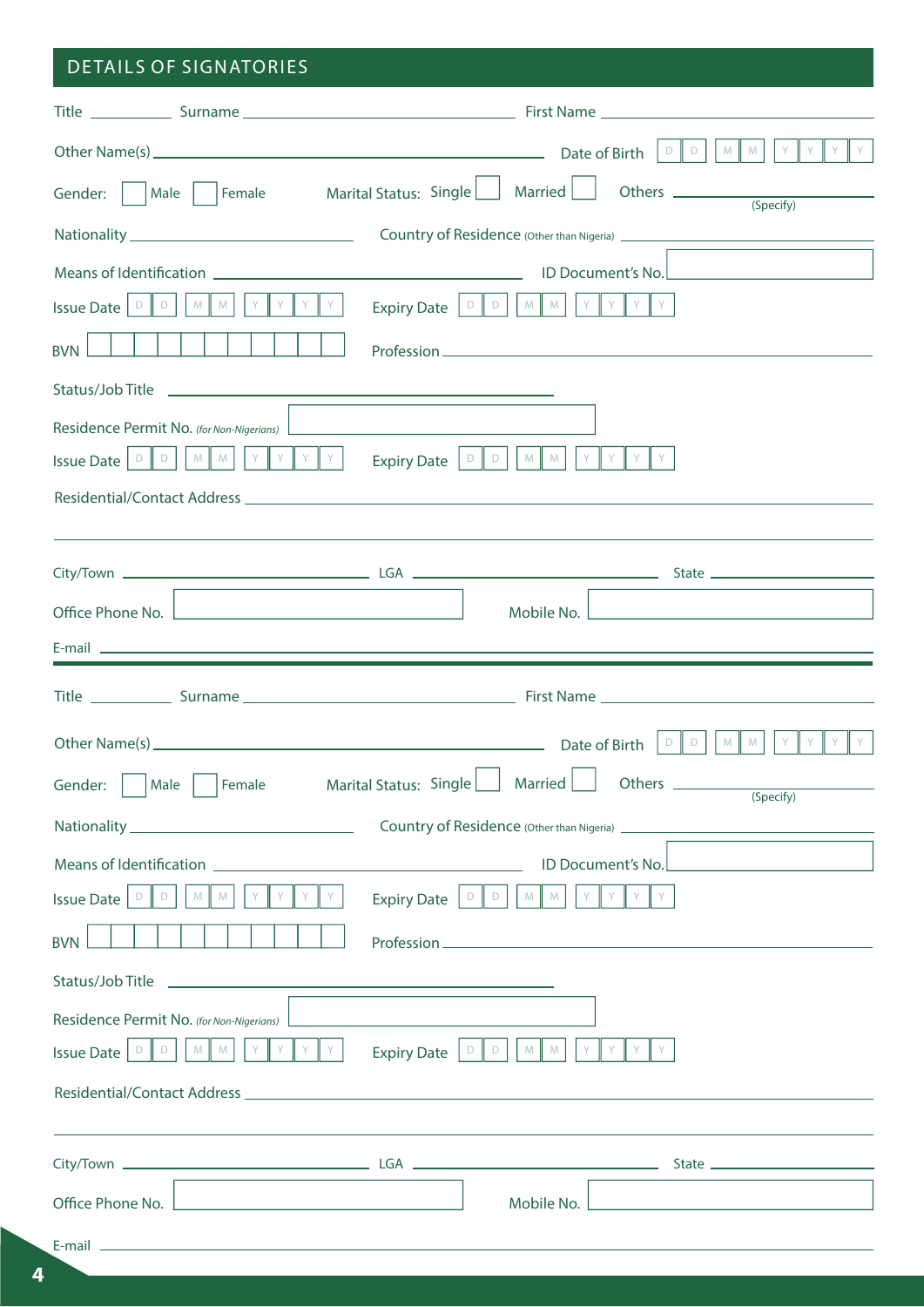## DETAILS OF SIGNATORIES

Title ________ Surname ______________________ First Name ______________________

Other Name(s) ______________________ Date of Birth D D M M Y Y Y Y

Gender: ☐ Male ☐ Female Marital Status: Single ☐ Married ☐ Others ____________ (Specify)

Nationality ______________________ Country of Residence (Other than Nigeria) ______________________

Means of Identification ______________________ ID Document's No. ☐

Issue Date D D M M Y Y Y Y Expiry Date D D M M Y Y Y Y

BVN ☐☐☐☐☐☐☐☐☐☐☐ Profession ______________________

Status/Job Title ______________________

Residence Permit No. *(for Non-Nigerians)* ☐

Issue Date D D M M Y Y Y Y Expiry Date D D M M Y Y Y Y

Residential/Contact Address ______________________

______________________

City/Town ______________________ LGA ______________________ State ______________________

Office Phone No. ☐ Mobile No. ☐

E-mail ______________________

---

Title ________ Surname ______________________ First Name ______________________

Other Name(s) ______________________ Date of Birth D D M M Y Y Y Y

Gender: ☐ Male ☐ Female Marital Status: Single ☐ Married ☐ Others ____________ (Specify)

Nationality ______________________ Country of Residence (Other than Nigeria) ______________________

Means of Identification ______________________ ID Document's No. ☐

Issue Date D D M M Y Y Y Y Expiry Date D D M M Y Y Y Y

BVN ☐☐☐☐☐☐☐☐☐☐☐ Profession ______________________

Status/Job Title ______________________

Residence Permit No. *(for Non-Nigerians)* ☐

Issue Date D D M M Y Y Y Y Expiry Date D D M M Y Y Y Y

Residential/Contact Address ______________________

______________________

City/Town ______________________ LGA ______________________ State ______________________

Office Phone No. ☐ Mobile No. ☐

E-mail ______________________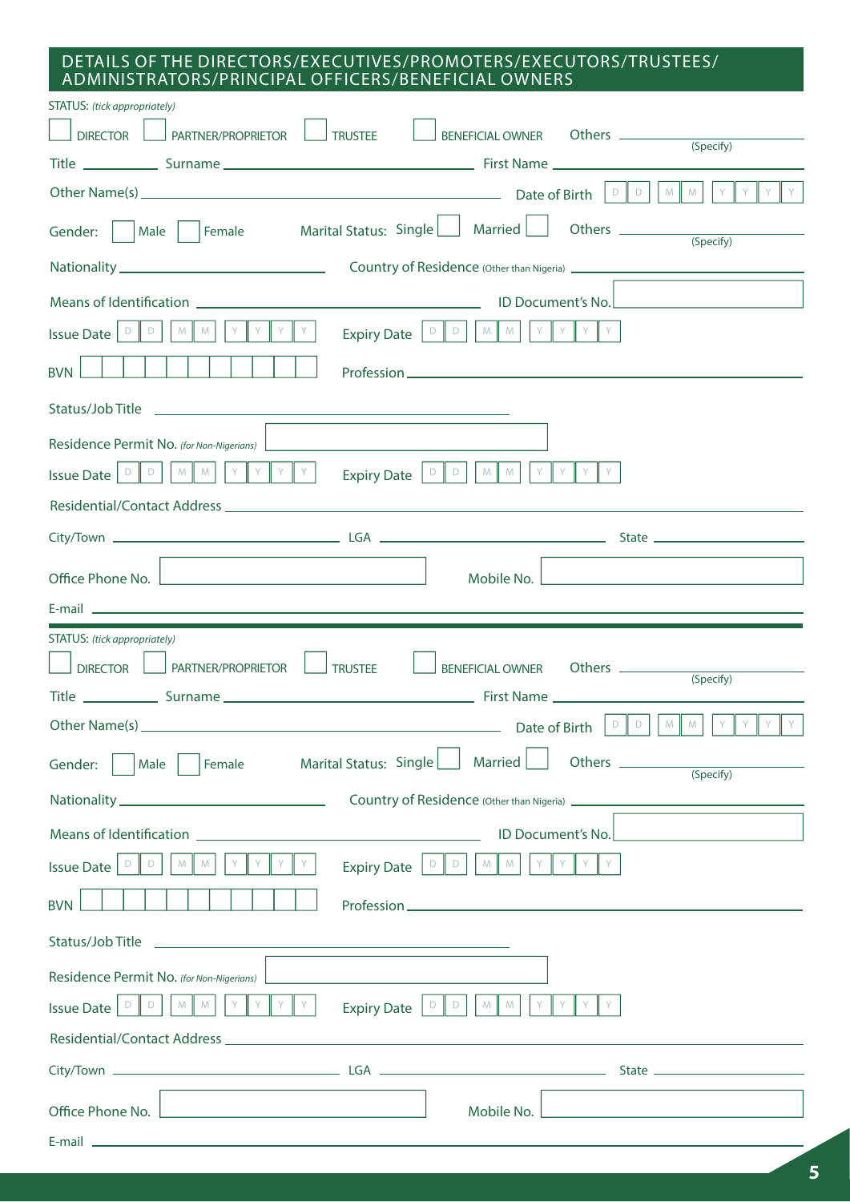## DETAILS OF THE DIRECTORS/EXECUTIVES/PROMOTERS/EXECUTORS/TRUSTEES/ ADMINISTRATORS/PRINCIPAL OFFICERS/BENEFICIAL OWNERS

STATUS: *(tick appropriately)*

☐ DIRECTOR ☐ PARTNER/PROPRIETOR ☐ TRUSTEE ☐ BENEFICIAL OWNER Others ____________ (Specify)

Title ________ Surname ____________________ First Name ____________________

Other Name(s) ____________________ Date of Birth D D M M Y Y Y Y

Gender: ☐ Male ☐ Female Marital Status: Single ☐ Married ☐ Others ____________ (Specify)

Nationality ____________________ Country of Residence (Other than Nigeria) ____________________

Means of Identification ____________________ ID Document's No. ____________

Issue Date D D M M Y Y Y Y Expiry Date D D M M Y Y Y Y

BVN ☐☐☐☐☐☐☐☐☐☐☐ Profession ____________________

Status/Job Title ____________________

Residence Permit No. *(for Non-Nigerians)* ____________

Issue Date D D M M Y Y Y Y Expiry Date D D M M Y Y Y Y

Residential/Contact Address ____________________

City/Town ____________ LGA ____________ State ____________

Office Phone No. ____________ Mobile No. ____________

E-mail ____________________

---

STATUS: *(tick appropriately)*

☐ DIRECTOR ☐ PARTNER/PROPRIETOR ☐ TRUSTEE ☐ BENEFICIAL OWNER Others ____________ (Specify)

Title ________ Surname ____________________ First Name ____________________

Other Name(s) ____________________ Date of Birth D D M M Y Y Y Y

Gender: ☐ Male ☐ Female Marital Status: Single ☐ Married ☐ Others ____________ (Specify)

Nationality ____________________ Country of Residence (Other than Nigeria) ____________________

Means of Identification ____________________ ID Document's No. ____________

Issue Date D D M M Y Y Y Y Expiry Date D D M M Y Y Y Y

BVN ☐☐☐☐☐☐☐☐☐☐☐ Profession ____________________

Status/Job Title ____________________

Residence Permit No. *(for Non-Nigerians)* ____________

Issue Date D D M M Y Y Y Y Expiry Date D D M M Y Y Y Y

Residential/Contact Address ____________________

City/Town ____________ LGA ____________ State ____________

Office Phone No. ____________ Mobile No. ____________

E-mail ____________________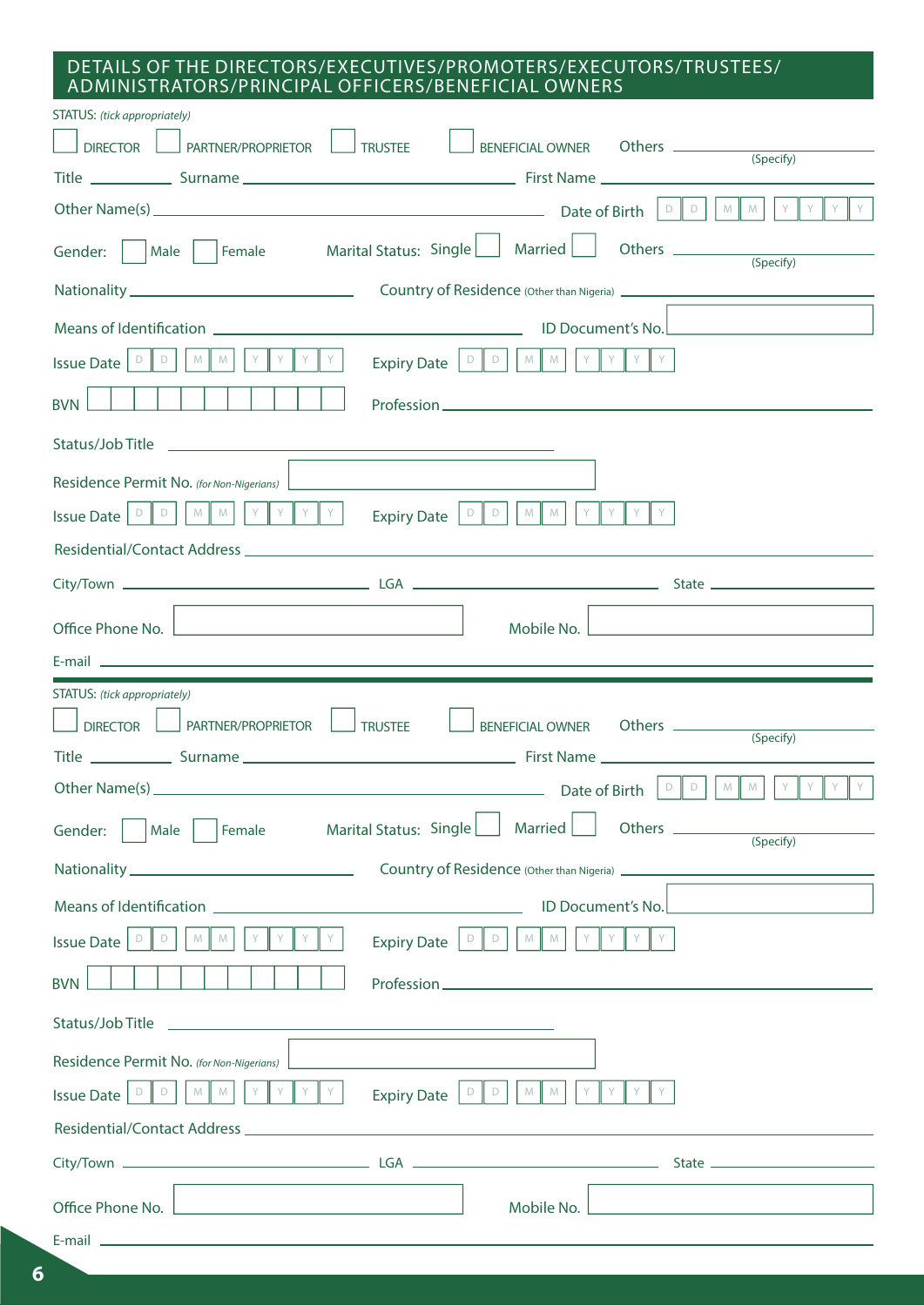## DETAILS OF THE DIRECTORS/EXECUTIVES/PROMOTERS/EXECUTORS/TRUSTEES/ ADMINISTRATORS/PRINCIPAL OFFICERS/BENEFICIAL OWNERS

STATUS: *(tick appropriately)*

☐ DIRECTOR ☐ PARTNER/PROPRIETOR ☐ TRUSTEE ☐ BENEFICIAL OWNER Others ____________ (Specify)

Title ________ Surname ____________________ First Name ____________________

Other Name(s) ____________________ Date of Birth D D M M Y Y Y Y

Gender: ☐ Male ☐ Female Marital Status: Single ☐ Married ☐ Others ____________ (Specify)

Nationality ____________________ Country of Residence (Other than Nigeria) ____________________

Means of Identification ____________________ ID Document's No. ____________________

Issue Date D D M M Y Y Y Y Expiry Date D D M M Y Y Y Y

BVN ☐☐☐☐☐☐☐☐☐☐☐ Profession ____________________

Status/Job Title ____________________

Residence Permit No. *(for Non-Nigerians)* ____________________

Issue Date D D M M Y Y Y Y Expiry Date D D M M Y Y Y Y

Residential/Contact Address ____________________

City/Town ____________________ LGA ____________________ State ____________________

Office Phone No. ____________________ Mobile No. ____________________

E-mail ____________________

---

STATUS: *(tick appropriately)*

☐ DIRECTOR ☐ PARTNER/PROPRIETOR ☐ TRUSTEE ☐ BENEFICIAL OWNER Others ____________ (Specify)

Title ________ Surname ____________________ First Name ____________________

Other Name(s) ____________________ Date of Birth D D M M Y Y Y Y

Gender: ☐ Male ☐ Female Marital Status: Single ☐ Married ☐ Others ____________ (Specify)

Nationality ____________________ Country of Residence (Other than Nigeria) ____________________

Means of Identification ____________________ ID Document's No. ____________________

Issue Date D D M M Y Y Y Y Expiry Date D D M M Y Y Y Y

BVN ☐☐☐☐☐☐☐☐☐☐☐ Profession ____________________

Status/Job Title ____________________

Residence Permit No. *(for Non-Nigerians)* ____________________

Issue Date D D M M Y Y Y Y Expiry Date D D M M Y Y Y Y

Residential/Contact Address ____________________

City/Town ____________________ LGA ____________________ State ____________________

Office Phone No. ____________________ Mobile No. ____________________

E-mail ____________________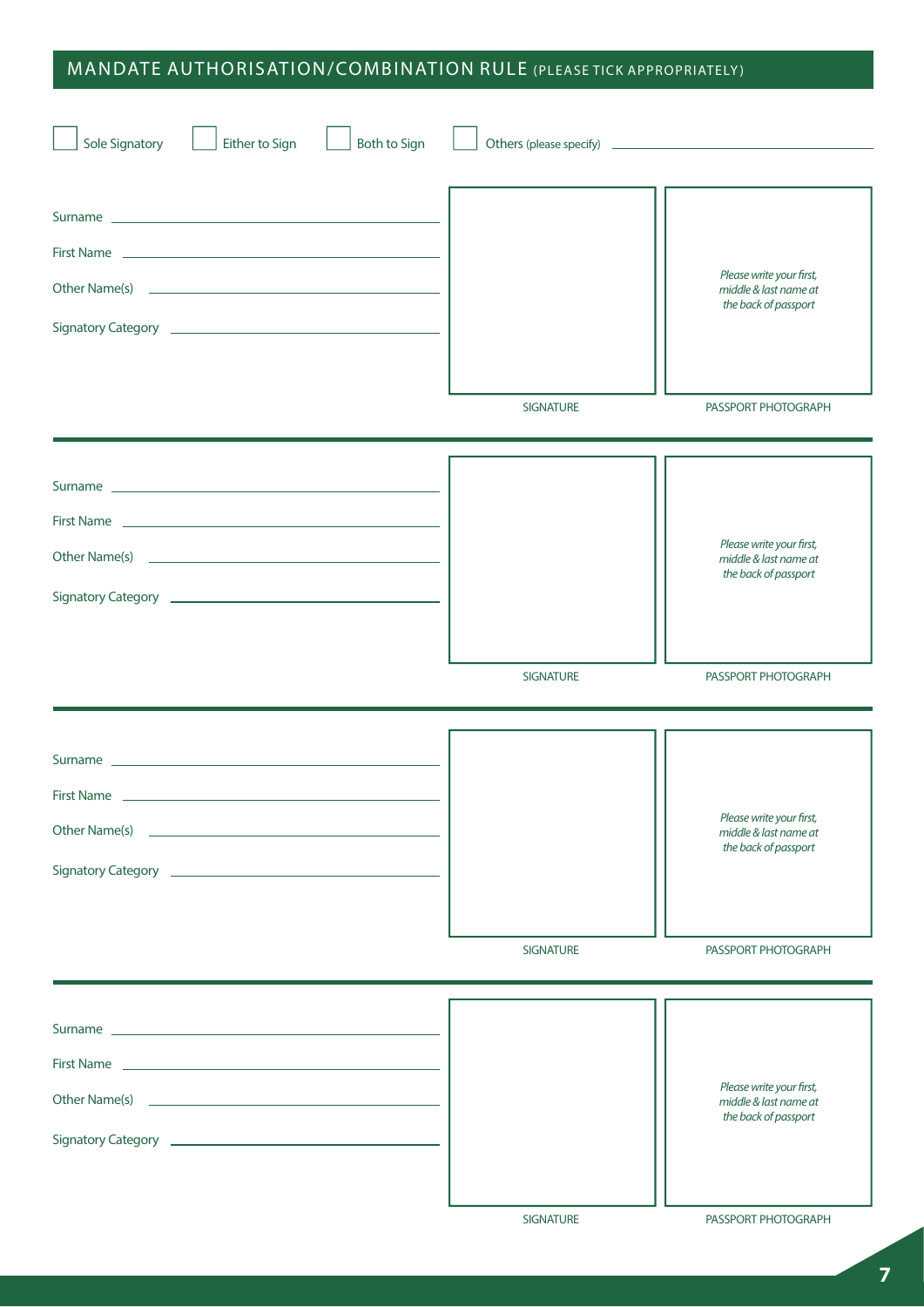## MANDATE AUTHORISATION/COMBINATION RULE (PLEASE TICK APPROPRIATELY)

☐ Sole Signatory ☐ Either to Sign ☐ Both to Sign ☐ Others (please specify) \_\_\_\_\_\_\_\_\_\_\_\_\_\_\_\_\_\_\_\_

Surname \_\_\_\_\_\_\_\_\_\_\_\_\_\_\_\_\_\_\_\_

First Name \_\_\_\_\_\_\_\_\_\_\_\_\_\_\_\_\_\_\_\_

Other Name(s) \_\_\_\_\_\_\_\_\_\_\_\_\_\_\_\_\_\_\_\_

Signatory Category \_\_\_\_\_\_\_\_\_\_\_\_\_\_\_\_\_\_\_\_

SIGNATURE

*Please write your first, middle & last name at the back of passport*

PASSPORT PHOTOGRAPH

---

Surname \_\_\_\_\_\_\_\_\_\_\_\_\_\_\_\_\_\_\_\_

First Name \_\_\_\_\_\_\_\_\_\_\_\_\_\_\_\_\_\_\_\_

Other Name(s) \_\_\_\_\_\_\_\_\_\_\_\_\_\_\_\_\_\_\_\_

Signatory Category \_\_\_\_\_\_\_\_\_\_\_\_\_\_\_\_\_\_\_\_

SIGNATURE

*Please write your first, middle & last name at the back of passport*

PASSPORT PHOTOGRAPH

---

Surname \_\_\_\_\_\_\_\_\_\_\_\_\_\_\_\_\_\_\_\_

First Name \_\_\_\_\_\_\_\_\_\_\_\_\_\_\_\_\_\_\_\_

Other Name(s) \_\_\_\_\_\_\_\_\_\_\_\_\_\_\_\_\_\_\_\_

Signatory Category \_\_\_\_\_\_\_\_\_\_\_\_\_\_\_\_\_\_\_\_

SIGNATURE

*Please write your first, middle & last name at the back of passport*

PASSPORT PHOTOGRAPH

---

Surname \_\_\_\_\_\_\_\_\_\_\_\_\_\_\_\_\_\_\_\_

First Name \_\_\_\_\_\_\_\_\_\_\_\_\_\_\_\_\_\_\_\_

Other Name(s) \_\_\_\_\_\_\_\_\_\_\_\_\_\_\_\_\_\_\_\_

Signatory Category \_\_\_\_\_\_\_\_\_\_\_\_\_\_\_\_\_\_\_\_

SIGNATURE

*Please write your first, middle & last name at the back of passport*

PASSPORT PHOTOGRAPH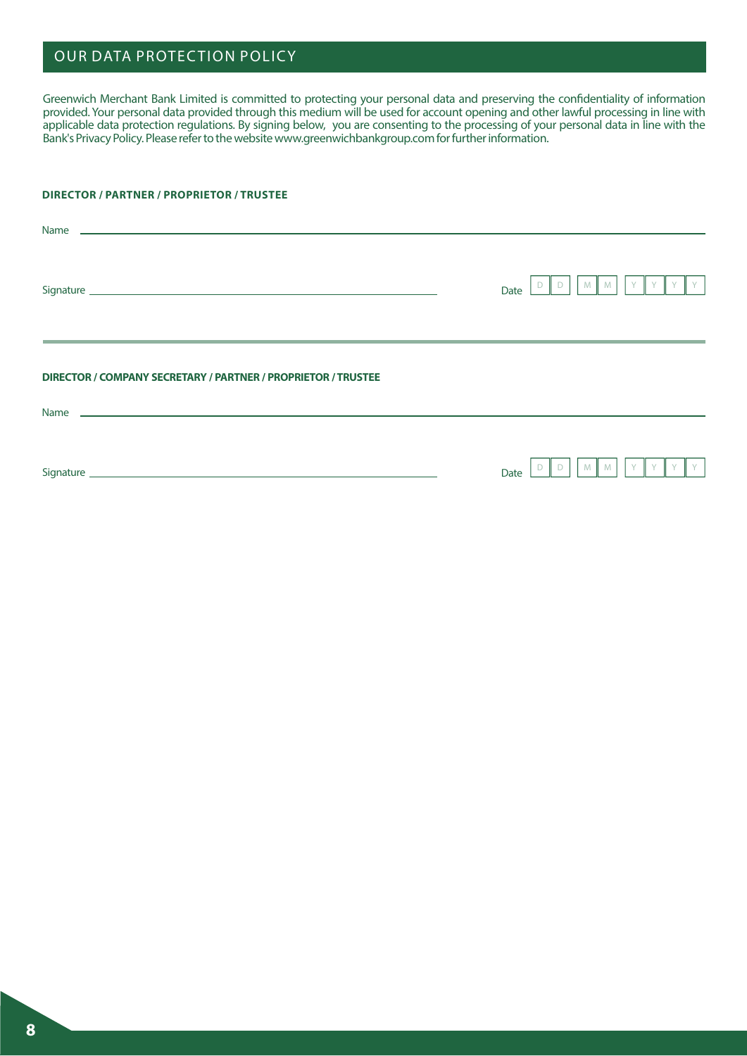## OUR DATA PROTECTION POLICY

Greenwich Merchant Bank Limited is committed to protecting your personal data and preserving the confidentiality of information provided. Your personal data provided through this medium will be used for account opening and other lawful processing in line with applicable data protection regulations. By signing below, you are consenting to the processing of your personal data in line with the Bank's Privacy Policy. Please refer to the website www.greenwichbankgroup.com for further information.

**DIRECTOR / PARTNER / PROPRIETOR / TRUSTEE**

Name ____________________________________________

Signature ______________________________ Date D D M M Y Y Y Y

---

**DIRECTOR / COMPANY SECRETARY / PARTNER / PROPRIETOR / TRUSTEE**

Name ____________________________________________

Signature ______________________________ Date D D M M Y Y Y Y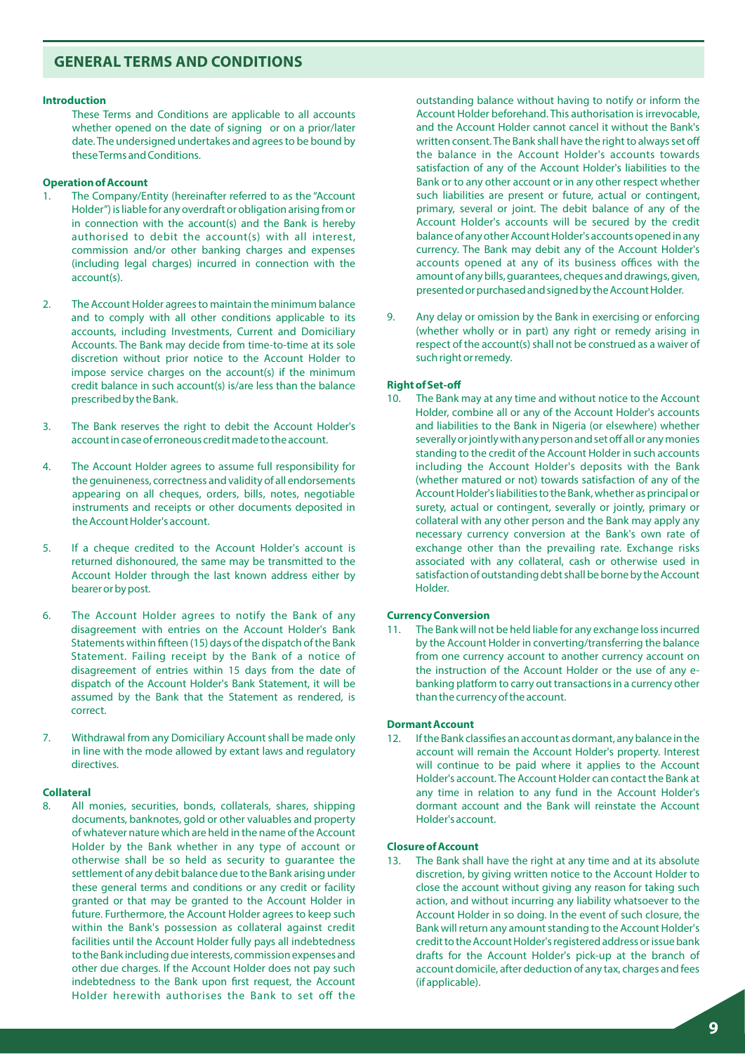## GENERAL TERMS AND CONDITIONS

**Introduction**

These Terms and Conditions are applicable to all accounts whether opened on the date of signing or on a prior/later date. The undersigned undertakes and agrees to be bound by these Terms and Conditions.

**Operation of Account**

1. The Company/Entity (hereinafter referred to as the "Account Holder") is liable for any overdraft or obligation arising from or in connection with the account(s) and the Bank is hereby authorised to debit the account(s) with all interest, commission and/or other banking charges and expenses (including legal charges) incurred in connection with the account(s).

2. The Account Holder agrees to maintain the minimum balance and to comply with all other conditions applicable to its accounts, including Investments, Current and Domiciliary Accounts. The Bank may decide from time-to-time at its sole discretion without prior notice to the Account Holder to impose service charges on the account(s) if the minimum credit balance in such account(s) is/are less than the balance prescribed by the Bank.

3. The Bank reserves the right to debit the Account Holder's account in case of erroneous credit made to the account.

4. The Account Holder agrees to assume full responsibility for the genuineness, correctness and validity of all endorsements appearing on all cheques, orders, bills, notes, negotiable instruments and receipts or other documents deposited in the Account Holder's account.

5. If a cheque credited to the Account Holder's account is returned dishonoured, the same may be transmitted to the Account Holder through the last known address either by bearer or by post.

6. The Account Holder agrees to notify the Bank of any disagreement with entries on the Account Holder's Bank Statements within fifteen (15) days of the dispatch of the Bank Statement. Failing receipt by the Bank of a notice of disagreement of entries within 15 days from the date of dispatch of the Account Holder's Bank Statement, it will be assumed by the Bank that the Statement as rendered, is correct.

7. Withdrawal from any Domiciliary Account shall be made only in line with the mode allowed by extant laws and regulatory directives.

**Collateral**

8. All monies, securities, bonds, collaterals, shares, shipping documents, banknotes, gold or other valuables and property of whatever nature which are held in the name of the Account Holder by the Bank whether in any type of account or otherwise shall be so held as security to guarantee the settlement of any debit balance due to the Bank arising under these general terms and conditions or any credit or facility granted or that may be granted to the Account Holder in future. Furthermore, the Account Holder agrees to keep such within the Bank's possession as collateral against credit facilities until the Account Holder fully pays all indebtedness to the Bank including due interests, commission expenses and other due charges. If the Account Holder does not pay such indebtedness to the Bank upon first request, the Account Holder herewith authorises the Bank to set off the outstanding balance without having to notify or inform the Account Holder beforehand. This authorisation is irrevocable, and the Account Holder cannot cancel it without the Bank's written consent. The Bank shall have the right to always set off the balance in the Account Holder's accounts towards satisfaction of any of the Account Holder's liabilities to the Bank or to any other account or in any other respect whether such liabilities are present or future, actual or contingent, primary, several or joint. The debit balance of any of the Account Holder's accounts will be secured by the credit balance of any other Account Holder's accounts opened in any currency. The Bank may debit any of the Account Holder's accounts opened at any of its business offices with the amount of any bills, guarantees, cheques and drawings, given, presented or purchased and signed by the Account Holder.

9. Any delay or omission by the Bank in exercising or enforcing (whether wholly or in part) any right or remedy arising in respect of the account(s) shall not be construed as a waiver of such right or remedy.

**Right of Set-off**

10. The Bank may at any time and without notice to the Account Holder, combine all or any of the Account Holder's accounts and liabilities to the Bank in Nigeria (or elsewhere) whether severally or jointly with any person and set off all or any monies standing to the credit of the Account Holder in such accounts including the Account Holder's deposits with the Bank (whether matured or not) towards satisfaction of any of the Account Holder's liabilities to the Bank, whether as principal or surety, actual or contingent, severally or jointly, primary or collateral with any other person and the Bank may apply any necessary currency conversion at the Bank's own rate of exchange other than the prevailing rate. Exchange risks associated with any collateral, cash or otherwise used in satisfaction of outstanding debt shall be borne by the Account Holder.

**Currency Conversion**

11. The Bank will not be held liable for any exchange loss incurred by the Account Holder in converting/transferring the balance from one currency account to another currency account on the instruction of the Account Holder or the use of any e-banking platform to carry out transactions in a currency other than the currency of the account.

**Dormant Account**

12. If the Bank classifies an account as dormant, any balance in the account will remain the Account Holder's property. Interest will continue to be paid where it applies to the Account Holder's account. The Account Holder can contact the Bank at any time in relation to any fund in the Account Holder's dormant account and the Bank will reinstate the Account Holder's account.

**Closure of Account**

13. The Bank shall have the right at any time and at its absolute discretion, by giving written notice to the Account Holder to close the account without giving any reason for taking such action, and without incurring any liability whatsoever to the Account Holder in so doing. In the event of such closure, the Bank will return any amount standing to the Account Holder's credit to the Account Holder's registered address or issue bank drafts for the Account Holder's pick-up at the branch of account domicile, after deduction of any tax, charges and fees (if applicable).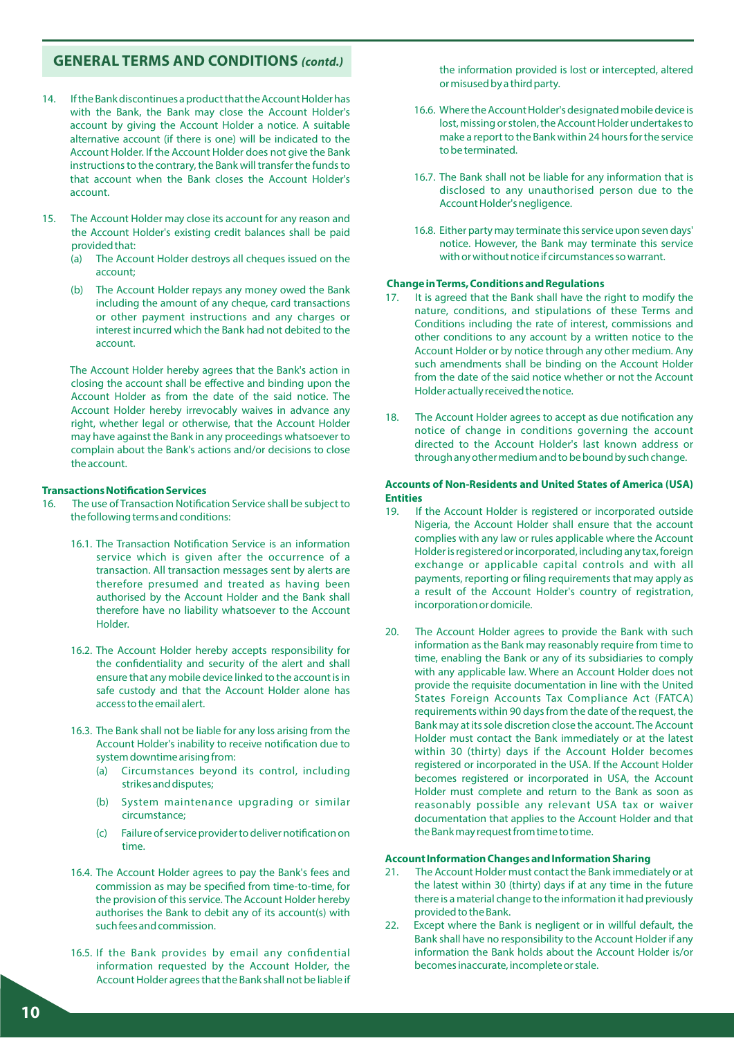## GENERAL TERMS AND CONDITIONS *(contd.)*

14. If the Bank discontinues a product that the Account Holder has with the Bank, the Bank may close the Account Holder's account by giving the Account Holder a notice. A suitable alternative account (if there is one) will be indicated to the Account Holder. If the Account Holder does not give the Bank instructions to the contrary, the Bank will transfer the funds to that account when the Bank closes the Account Holder's account.

15. The Account Holder may close its account for any reason and the Account Holder's existing credit balances shall be paid provided that:
    (a) The Account Holder destroys all cheques issued on the account;

    (b) The Account Holder repays any money owed the Bank including the amount of any cheque, card transactions or other payment instructions and any charges or interest incurred which the Bank had not debited to the account.

    The Account Holder hereby agrees that the Bank's action in closing the account shall be effective and binding upon the Account Holder as from the date of the said notice. The Account Holder hereby irrevocably waives in advance any right, whether legal or otherwise, that the Account Holder may have against the Bank in any proceedings whatsoever to complain about the Bank's actions and/or decisions to close the account.

**Transactions Notification Services**

16. The use of Transaction Notification Service shall be subject to the following terms and conditions:

    16.1. The Transaction Notification Service is an information service which is given after the occurrence of a transaction. All transaction messages sent by alerts are therefore presumed and treated as having been authorised by the Account Holder and the Bank shall therefore have no liability whatsoever to the Account Holder.

    16.2. The Account Holder hereby accepts responsibility for the confidentiality and security of the alert and shall ensure that any mobile device linked to the account is in safe custody and that the Account Holder alone has access to the email alert.

    16.3. The Bank shall not be liable for any loss arising from the Account Holder's inability to receive notification due to system downtime arising from:
    (a) Circumstances beyond its control, including strikes and disputes;

    (b) System maintenance upgrading or similar circumstance;

    (c) Failure of service provider to deliver notification on time.

    16.4. The Account Holder agrees to pay the Bank's fees and commission as may be specified from time-to-time, for the provision of this service. The Account Holder hereby authorises the Bank to debit any of its account(s) with such fees and commission.

    16.5. If the Bank provides by email any confidential information requested by the Account Holder, the Account Holder agrees that the Bank shall not be liable if the information provided is lost or intercepted, altered or misused by a third party.

    16.6. Where the Account Holder's designated mobile device is lost, missing or stolen, the Account Holder undertakes to make a report to the Bank within 24 hours for the service to be terminated.

    16.7. The Bank shall not be liable for any information that is disclosed to any unauthorised person due to the Account Holder's negligence.

    16.8. Either party may terminate this service upon seven days' notice. However, the Bank may terminate this service with or without notice if circumstances so warrant.

**Change in Terms, Conditions and Regulations**

17. It is agreed that the Bank shall have the right to modify the nature, conditions, and stipulations of these Terms and Conditions including the rate of interest, commissions and other conditions to any account by a written notice to the Account Holder or by notice through any other medium. Any such amendments shall be binding on the Account Holder from the date of the said notice whether or not the Account Holder actually received the notice.

18. The Account Holder agrees to accept as due notification any notice of change in conditions governing the account directed to the Account Holder's last known address or through any other medium and to be bound by such change.

**Accounts of Non-Residents and United States of America (USA) Entities**

19. If the Account Holder is registered or incorporated outside Nigeria, the Account Holder shall ensure that the account complies with any law or rules applicable where the Account Holder is registered or incorporated, including any tax, foreign exchange or applicable capital controls and with all payments, reporting or filing requirements that may apply as a result of the Account Holder's country of registration, incorporation or domicile.

20. The Account Holder agrees to provide the Bank with such information as the Bank may reasonably require from time to time, enabling the Bank or any of its subsidiaries to comply with any applicable law. Where an Account Holder does not provide the requisite documentation in line with the United States Foreign Accounts Tax Compliance Act (FATCA) requirements within 90 days from the date of the request, the Bank may at its sole discretion close the account. The Account Holder must contact the Bank immediately or at the latest within 30 (thirty) days if the Account Holder becomes registered or incorporated in the USA. If the Account Holder becomes registered or incorporated in USA, the Account Holder must complete and return to the Bank as soon as reasonably possible any relevant USA tax or waiver documentation that applies to the Account Holder and that the Bank may request from time to time.

**Account Information Changes and Information Sharing**

21. The Account Holder must contact the Bank immediately or at the latest within 30 (thirty) days if at any time in the future there is a material change to the information it had previously provided to the Bank.

22. Except where the Bank is negligent or in willful default, the Bank shall have no responsibility to the Account Holder if any information the Bank holds about the Account Holder is/or becomes inaccurate, incomplete or stale.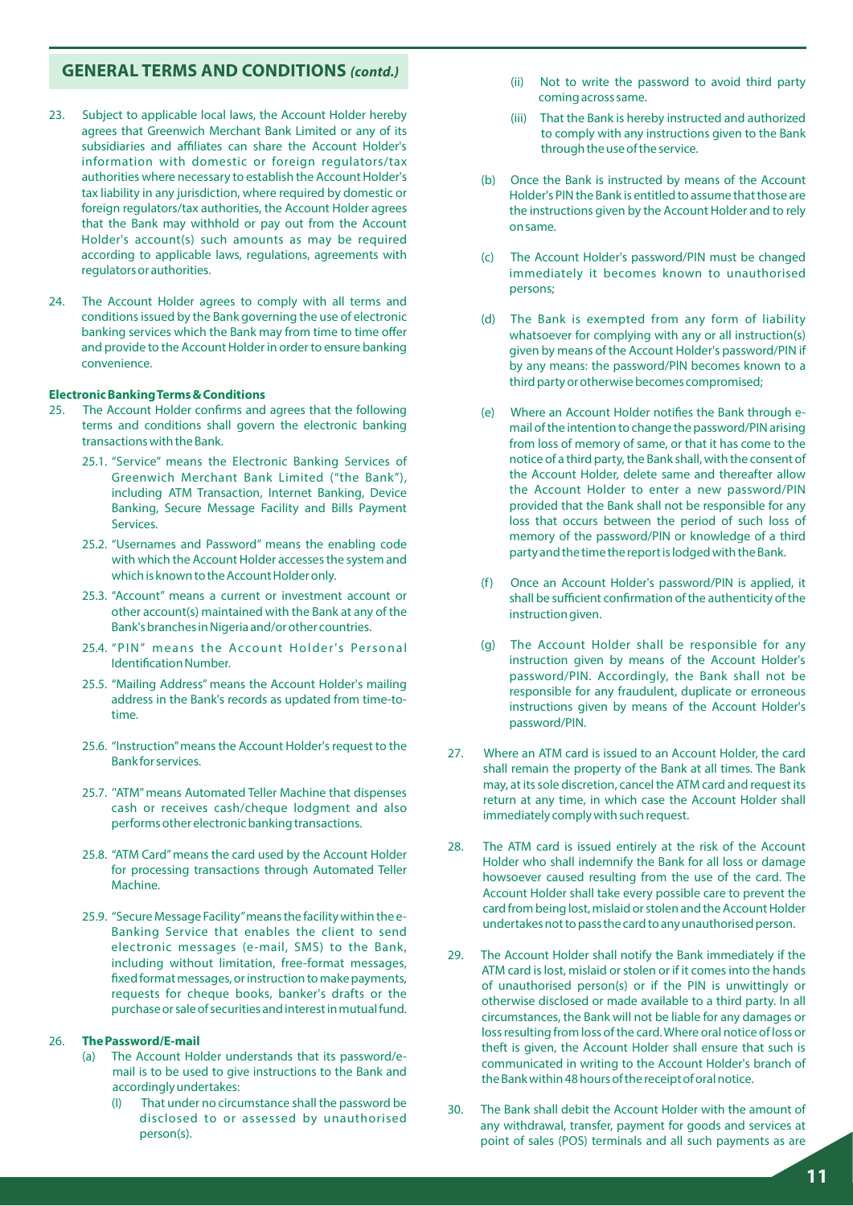## GENERAL TERMS AND CONDITIONS *(contd.)*

23. Subject to applicable local laws, the Account Holder hereby agrees that Greenwich Merchant Bank Limited or any of its subsidiaries and affiliates can share the Account Holder's information with domestic or foreign regulators/tax authorities where necessary to establish the Account Holder's tax liability in any jurisdiction, where required by domestic or foreign regulators/tax authorities, the Account Holder agrees that the Bank may withhold or pay out from the Account Holder's account(s) such amounts as may be required according to applicable laws, regulations, agreements with regulators or authorities.

24. The Account Holder agrees to comply with all terms and conditions issued by the Bank governing the use of electronic banking services which the Bank may from time to time offer and provide to the Account Holder in order to ensure banking convenience.

**Electronic Banking Terms & Conditions**

25. The Account Holder confirms and agrees that the following terms and conditions shall govern the electronic banking transactions with the Bank.

    25.1. "Service" means the Electronic Banking Services of Greenwich Merchant Bank Limited ("the Bank"), including ATM Transaction, Internet Banking, Device Banking, Secure Message Facility and Bills Payment Services.

    25.2. "Usernames and Password" means the enabling code with which the Account Holder accesses the system and which is known to the Account Holder only.

    25.3. "Account" means a current or investment account or other account(s) maintained with the Bank at any of the Bank's branches in Nigeria and/or other countries.

    25.4. "PIN" means the Account Holder's Personal Identification Number.

    25.5. "Mailing Address" means the Account Holder's mailing address in the Bank's records as updated from time-to-time.

    25.6. "Instruction" means the Account Holder's request to the Bank for services.

    25.7. "ATM" means Automated Teller Machine that dispenses cash or receives cash/cheque lodgment and also performs other electronic banking transactions.

    25.8. "ATM Card" means the card used by the Account Holder for processing transactions through Automated Teller Machine.

    25.9. "Secure Message Facility" means the facility within the e-Banking Service that enables the client to send electronic messages (e-mail, SMS) to the Bank, including without limitation, free-format messages, fixed format messages, or instruction to make payments, requests for cheque books, banker's drafts or the purchase or sale of securities and interest in mutual fund.

26. **The Password/E-mail**

    (a) The Account Holder understands that its password/e-mail is to be used to give instructions to the Bank and accordingly undertakes:

    (I) That under no circumstance shall the password be disclosed to or assessed by unauthorised person(s).

    (ii) Not to write the password to avoid third party coming across same.

    (iii) That the Bank is hereby instructed and authorized to comply with any instructions given to the Bank through the use of the service.

    (b) Once the Bank is instructed by means of the Account Holder's PIN the Bank is entitled to assume that those are the instructions given by the Account Holder and to rely on same.

    (c) The Account Holder's password/PIN must be changed immediately it becomes known to unauthorised persons;

    (d) The Bank is exempted from any form of liability whatsoever for complying with any or all instruction(s) given by means of the Account Holder's password/PIN if by any means: the password/PIN becomes known to a third party or otherwise becomes compromised;

    (e) Where an Account Holder notifies the Bank through e-mail of the intention to change the password/PIN arising from loss of memory of same, or that it has come to the notice of a third party, the Bank shall, with the consent of the Account Holder, delete same and thereafter allow the Account Holder to enter a new password/PIN provided that the Bank shall not be responsible for any loss that occurs between the period of such loss of memory of the password/PIN or knowledge of a third party and the time the report is lodged with the Bank.

    (f) Once an Account Holder's password/PIN is applied, it shall be sufficient confirmation of the authenticity of the instruction given.

    (g) The Account Holder shall be responsible for any instruction given by means of the Account Holder's password/PIN. Accordingly, the Bank shall not be responsible for any fraudulent, duplicate or erroneous instructions given by means of the Account Holder's password/PIN.

27. Where an ATM card is issued to an Account Holder, the card shall remain the property of the Bank at all times. The Bank may, at its sole discretion, cancel the ATM card and request its return at any time, in which case the Account Holder shall immediately comply with such request.

28. The ATM card is issued entirely at the risk of the Account Holder who shall indemnify the Bank for all loss or damage howsoever caused resulting from the use of the card. The Account Holder shall take every possible care to prevent the card from being lost, mislaid or stolen and the Account Holder undertakes not to pass the card to any unauthorised person.

29. The Account Holder shall notify the Bank immediately if the ATM card is lost, mislaid or stolen or if it comes into the hands of unauthorised person(s) or if the PIN is unwittingly or otherwise disclosed or made available to a third party. In all circumstances, the Bank will not be liable for any damages or loss resulting from loss of the card. Where oral notice of loss or theft is given, the Account Holder shall ensure that such is communicated in writing to the Account Holder's branch of the Bank within 48 hours of the receipt of oral notice.

30. The Bank shall debit the Account Holder with the amount of any withdrawal, transfer, payment for goods and services at point of sales (POS) terminals and all such payments as are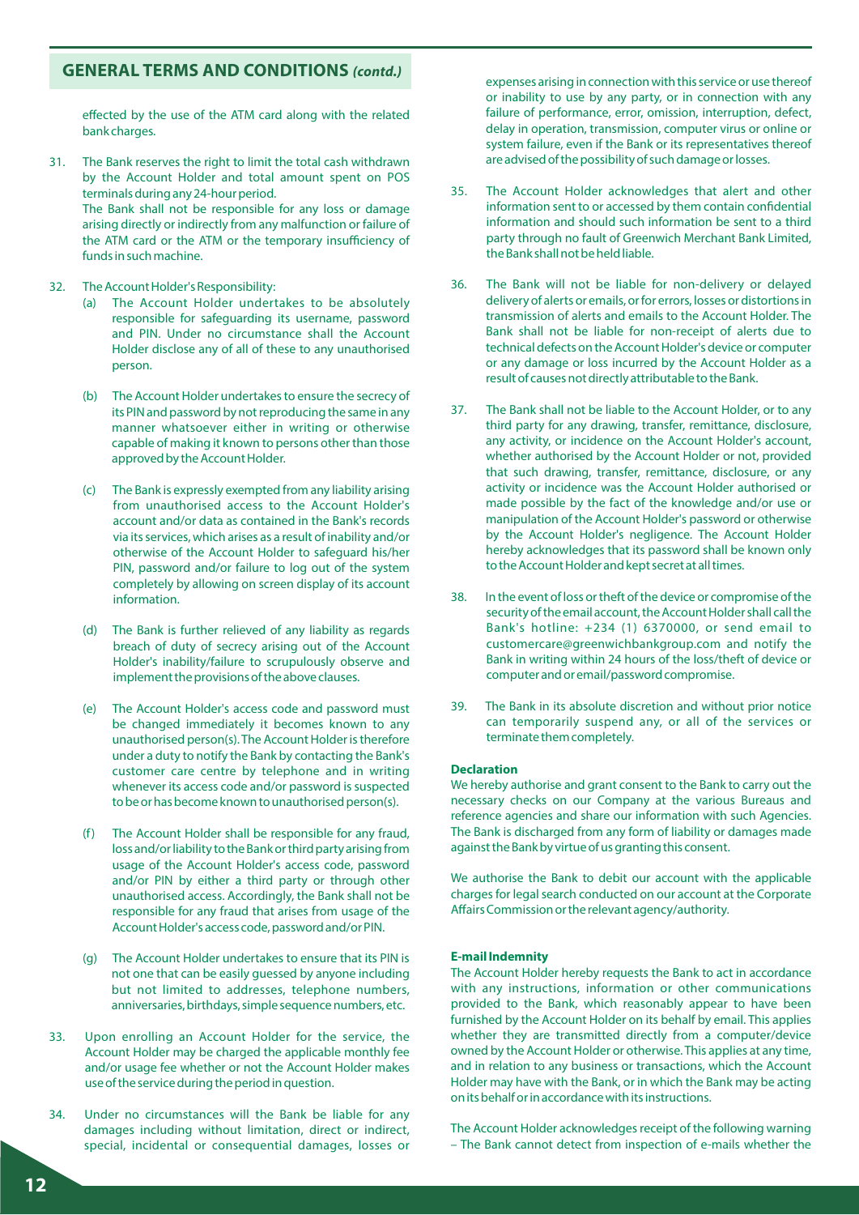## GENERAL TERMS AND CONDITIONS *(contd.)*

effected by the use of the ATM card along with the related bank charges.

31. The Bank reserves the right to limit the total cash withdrawn by the Account Holder and total amount spent on POS terminals during any 24-hour period.
    The Bank shall not be responsible for any loss or damage arising directly or indirectly from any malfunction or failure of the ATM card or the ATM or the temporary insufficiency of funds in such machine.

32. The Account Holder's Responsibility:
    (a) The Account Holder undertakes to be absolutely responsible for safeguarding its username, password and PIN. Under no circumstance shall the Account Holder disclose any of all of these to any unauthorised person.

    (b) The Account Holder undertakes to ensure the secrecy of its PIN and password by not reproducing the same in any manner whatsoever either in writing or otherwise capable of making it known to persons other than those approved by the Account Holder.

    (c) The Bank is expressly exempted from any liability arising from unauthorised access to the Account Holder's account and/or data as contained in the Bank's records via its services, which arises as a result of inability and/or otherwise of the Account Holder to safeguard his/her PIN, password and/or failure to log out of the system completely by allowing on screen display of its account information.

    (d) The Bank is further relieved of any liability as regards breach of duty of secrecy arising out of the Account Holder's inability/failure to scrupulously observe and implement the provisions of the above clauses.

    (e) The Account Holder's access code and password must be changed immediately it becomes known to any unauthorised person(s). The Account Holder is therefore under a duty to notify the Bank by contacting the Bank's customer care centre by telephone and in writing whenever its access code and/or password is suspected to be or has become known to unauthorised person(s).

    (f) The Account Holder shall be responsible for any fraud, loss and/or liability to the Bank or third party arising from usage of the Account Holder's access code, password and/or PIN by either a third party or through other unauthorised access. Accordingly, the Bank shall not be responsible for any fraud that arises from usage of the Account Holder's access code, password and/or PIN.

    (g) The Account Holder undertakes to ensure that its PIN is not one that can be easily guessed by anyone including but not limited to addresses, telephone numbers, anniversaries, birthdays, simple sequence numbers, etc.

33. Upon enrolling an Account Holder for the service, the Account Holder may be charged the applicable monthly fee and/or usage fee whether or not the Account Holder makes use of the service during the period in question.

34. Under no circumstances will the Bank be liable for any damages including without limitation, direct or indirect, special, incidental or consequential damages, losses or expenses arising in connection with this service or use thereof or inability to use by any party, or in connection with any failure of performance, error, omission, interruption, defect, delay in operation, transmission, computer virus or online or system failure, even if the Bank or its representatives thereof are advised of the possibility of such damage or losses.

35. The Account Holder acknowledges that alert and other information sent to or accessed by them contain confidential information and should such information be sent to a third party through no fault of Greenwich Merchant Bank Limited, the Bank shall not be held liable.

36. The Bank will not be liable for non-delivery or delayed delivery of alerts or emails, or for errors, losses or distortions in transmission of alerts and emails to the Account Holder. The Bank shall not be liable for non-receipt of alerts due to technical defects on the Account Holder's device or computer or any damage or loss incurred by the Account Holder as a result of causes not directly attributable to the Bank.

37. The Bank shall not be liable to the Account Holder, or to any third party for any drawing, transfer, remittance, disclosure, any activity, or incidence on the Account Holder's account, whether authorised by the Account Holder or not, provided that such drawing, transfer, remittance, disclosure, or any activity or incidence was the Account Holder authorised or made possible by the fact of the knowledge and/or use or manipulation of the Account Holder's password or otherwise by the Account Holder's negligence. The Account Holder hereby acknowledges that its password shall be known only to the Account Holder and kept secret at all times.

38. In the event of loss or theft of the device or compromise of the security of the email account, the Account Holder shall call the Bank's hotline: +234 (1) 6370000, or send email to customercare@greenwichbankgroup.com and notify the Bank in writing within 24 hours of the loss/theft of device or computer and or email/password compromise.

39. The Bank in its absolute discretion and without prior notice can temporarily suspend any, or all of the services or terminate them completely.

**Declaration**

We hereby authorise and grant consent to the Bank to carry out the necessary checks on our Company at the various Bureaus and reference agencies and share our information with such Agencies. The Bank is discharged from any form of liability or damages made against the Bank by virtue of us granting this consent.

We authorise the Bank to debit our account with the applicable charges for legal search conducted on our account at the Corporate Affairs Commission or the relevant agency/authority.

**E-mail Indemnity**

The Account Holder hereby requests the Bank to act in accordance with any instructions, information or other communications provided to the Bank, which reasonably appear to have been furnished by the Account Holder on its behalf by email. This applies whether they are transmitted directly from a computer/device owned by the Account Holder or otherwise. This applies at any time, and in relation to any business or transactions, which the Account Holder may have with the Bank, or in which the Bank may be acting on its behalf or in accordance with its instructions.

The Account Holder acknowledges receipt of the following warning – The Bank cannot detect from inspection of e-mails whether the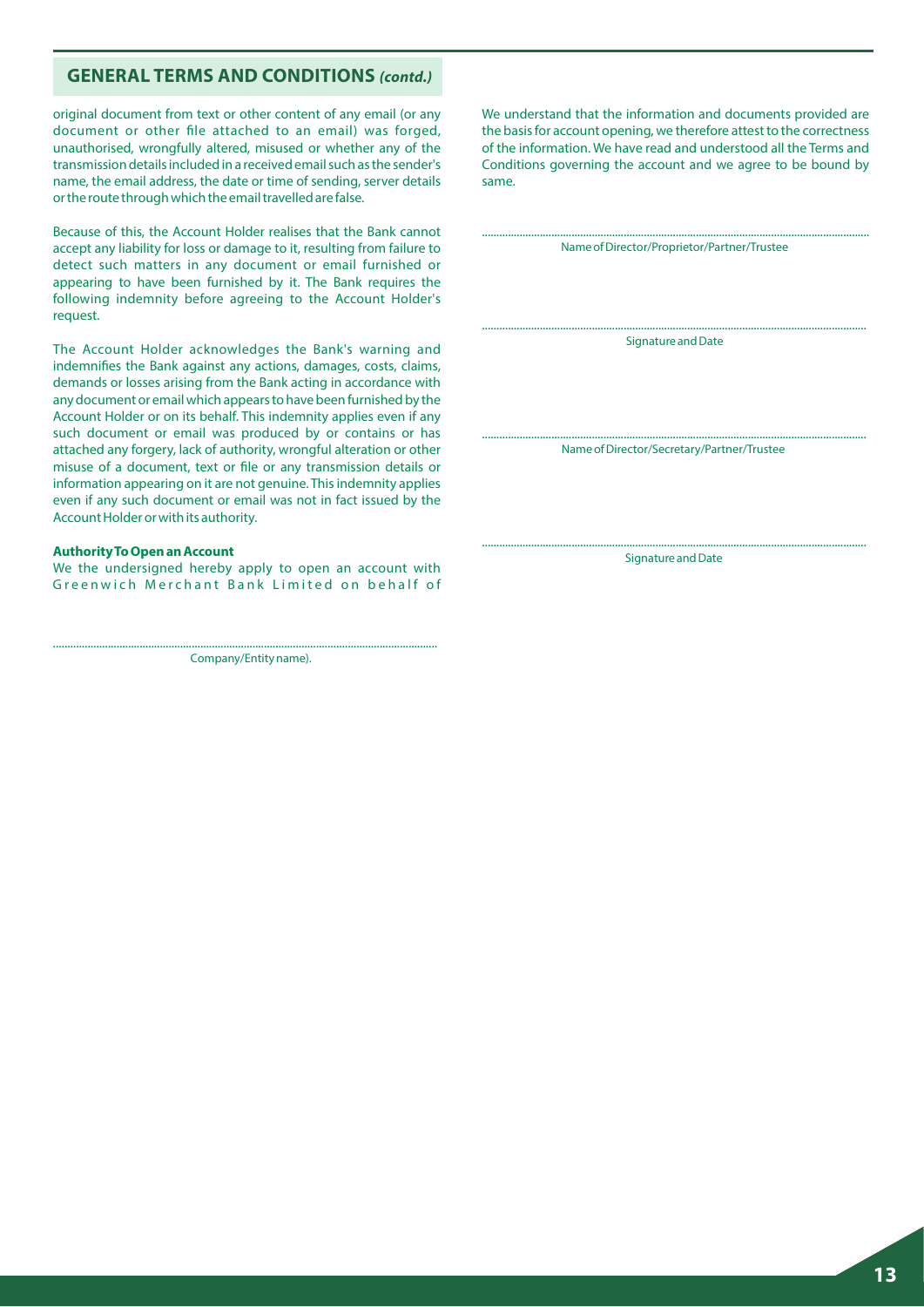## GENERAL TERMS AND CONDITIONS *(contd.)*

original document from text or other content of any email (or any document or other file attached to an email) was forged, unauthorised, wrongfully altered, misused or whether any of the transmission details included in a received email such as the sender's name, the email address, the date or time of sending, server details or the route through which the email travelled are false.

Because of this, the Account Holder realises that the Bank cannot accept any liability for loss or damage to it, resulting from failure to detect such matters in any document or email furnished or appearing to have been furnished by it. The Bank requires the following indemnity before agreeing to the Account Holder's request.

The Account Holder acknowledges the Bank's warning and indemnifies the Bank against any actions, damages, costs, claims, demands or losses arising from the Bank acting in accordance with any document or email which appears to have been furnished by the Account Holder or on its behalf. This indemnity applies even if any such document or email was produced by or contains or has attached any forgery, lack of authority, wrongful alteration or other misuse of a document, text or file or any transmission details or information appearing on it are not genuine. This indemnity applies even if any such document or email was not in fact issued by the Account Holder or with its authority.

**Authority To Open an Account**

We the undersigned hereby apply to open an account with Greenwich Merchant Bank Limited on behalf of

..........................................................................................................................

Company/Entity name).

We understand that the information and documents provided are the basis for account opening, we therefore attest to the correctness of the information. We have read and understood all the Terms and Conditions governing the account and we agree to be bound by same.

..........................................................................................................................

Name of Director/Proprietor/Partner/Trustee

..........................................................................................................................

Signature and Date

..........................................................................................................................

Name of Director/Secretary/Partner/Trustee

..........................................................................................................................

Signature and Date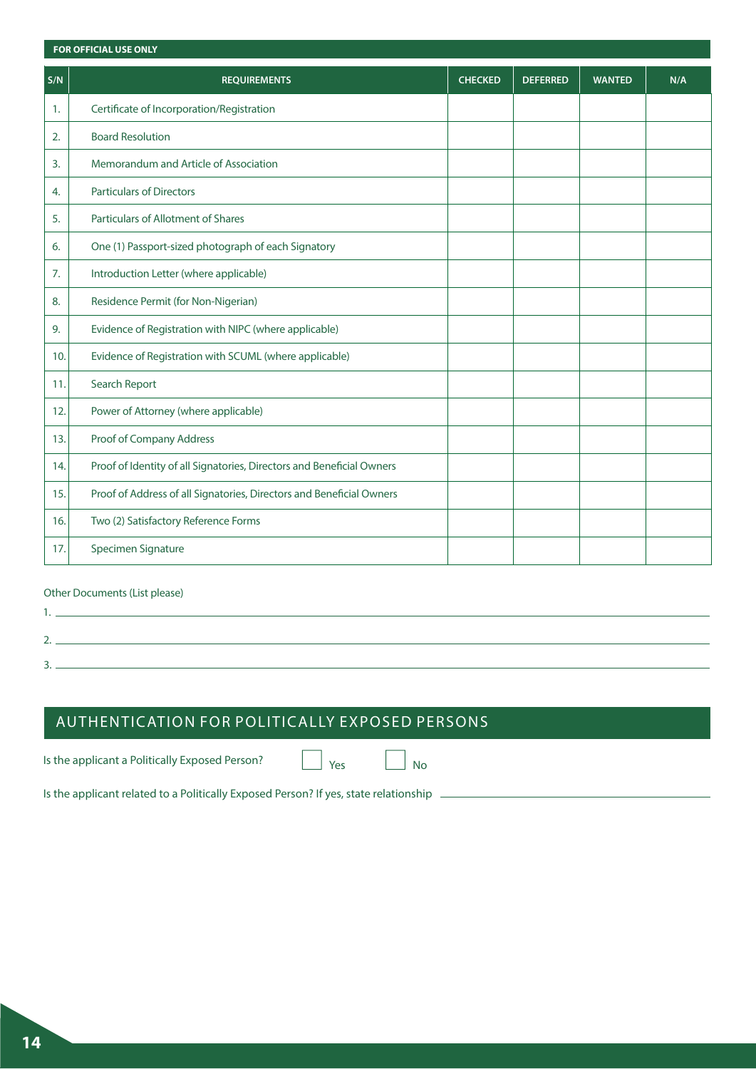**FOR OFFICIAL USE ONLY**

| S/N | REQUIREMENTS | CHECKED | DEFERRED | WANTED | N/A |
|---|---|---|---|---|---|
| 1. | Certificate of Incorporation/Registration | | | | |
| 2. | Board Resolution | | | | |
| 3. | Memorandum and Article of Association | | | | |
| 4. | Particulars of Directors | | | | |
| 5. | Particulars of Allotment of Shares | | | | |
| 6. | One (1) Passport-sized photograph of each Signatory | | | | |
| 7. | Introduction Letter (where applicable) | | | | |
| 8. | Residence Permit (for Non-Nigerian) | | | | |
| 9. | Evidence of Registration with NIPC (where applicable) | | | | |
| 10. | Evidence of Registration with SCUML (where applicable) | | | | |
| 11. | Search Report | | | | |
| 12. | Power of Attorney (where applicable) | | | | |
| 13. | Proof of Company Address | | | | |
| 14. | Proof of Identity of all Signatories, Directors and Beneficial Owners | | | | |
| 15. | Proof of Address of all Signatories, Directors and Beneficial Owners | | | | |
| 16. | Two (2) Satisfactory Reference Forms | | | | |
| 17. | Specimen Signature | | | | |

Other Documents (List please)

1. ____________________

2. ____________________

3. ____________________

## AUTHENTICATION FOR POLITICALLY EXPOSED PERSONS

Is the applicant a Politically Exposed Person? ☐ Yes ☐ No

Is the applicant related to a Politically Exposed Person? If yes, state relationship ____________________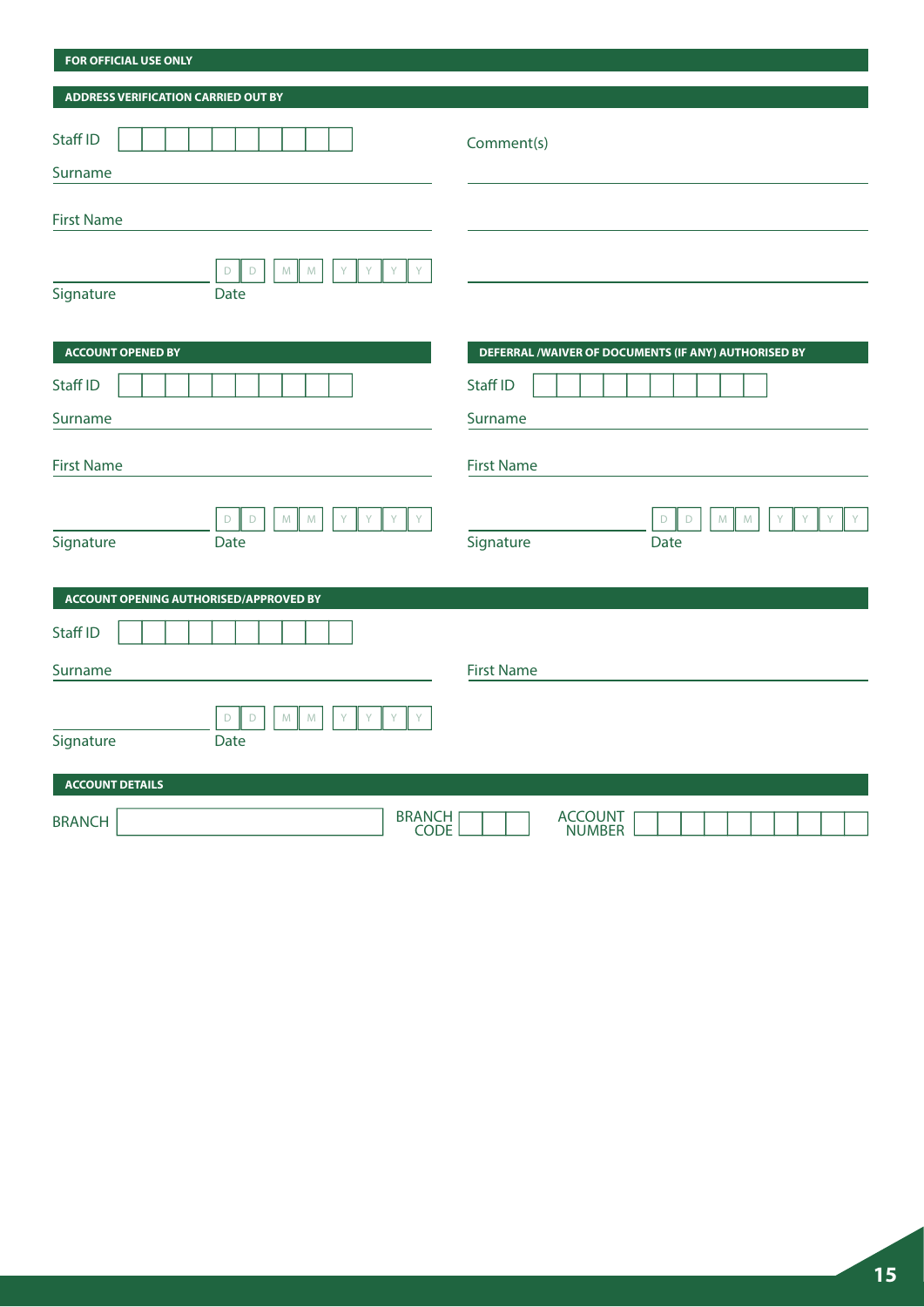## FOR OFFICIAL USE ONLY

### ADDRESS VERIFICATION CARRIED OUT BY

Staff ID | | | | | | | | | | |

Surname ______________________

First Name ______________________

______________________ D D M M Y Y Y Y

Signature Date

Comment(s)

______________________

______________________

______________________

### ACCOUNT OPENED BY

Staff ID | | | | | | | | | | |

Surname ______________________

First Name ______________________

______________________ D D M M Y Y Y Y

Signature Date

### DEFERRAL /WAIVER OF DOCUMENTS (IF ANY) AUTHORISED BY

Staff ID | | | | | | | | | | |

Surname ______________________

First Name ______________________

______________________ D D M M Y Y Y Y

Signature Date

### ACCOUNT OPENING AUTHORISED/APPROVED BY

Staff ID | | | | | | | | | | |

Surname ______________________

First Name ______________________

______________________ D D M M Y Y Y Y

Signature Date

### ACCOUNT DETAILS

BRANCH ______________________ BRANCH CODE | | | | ACCOUNT NUMBER | | | | | | | | | | |